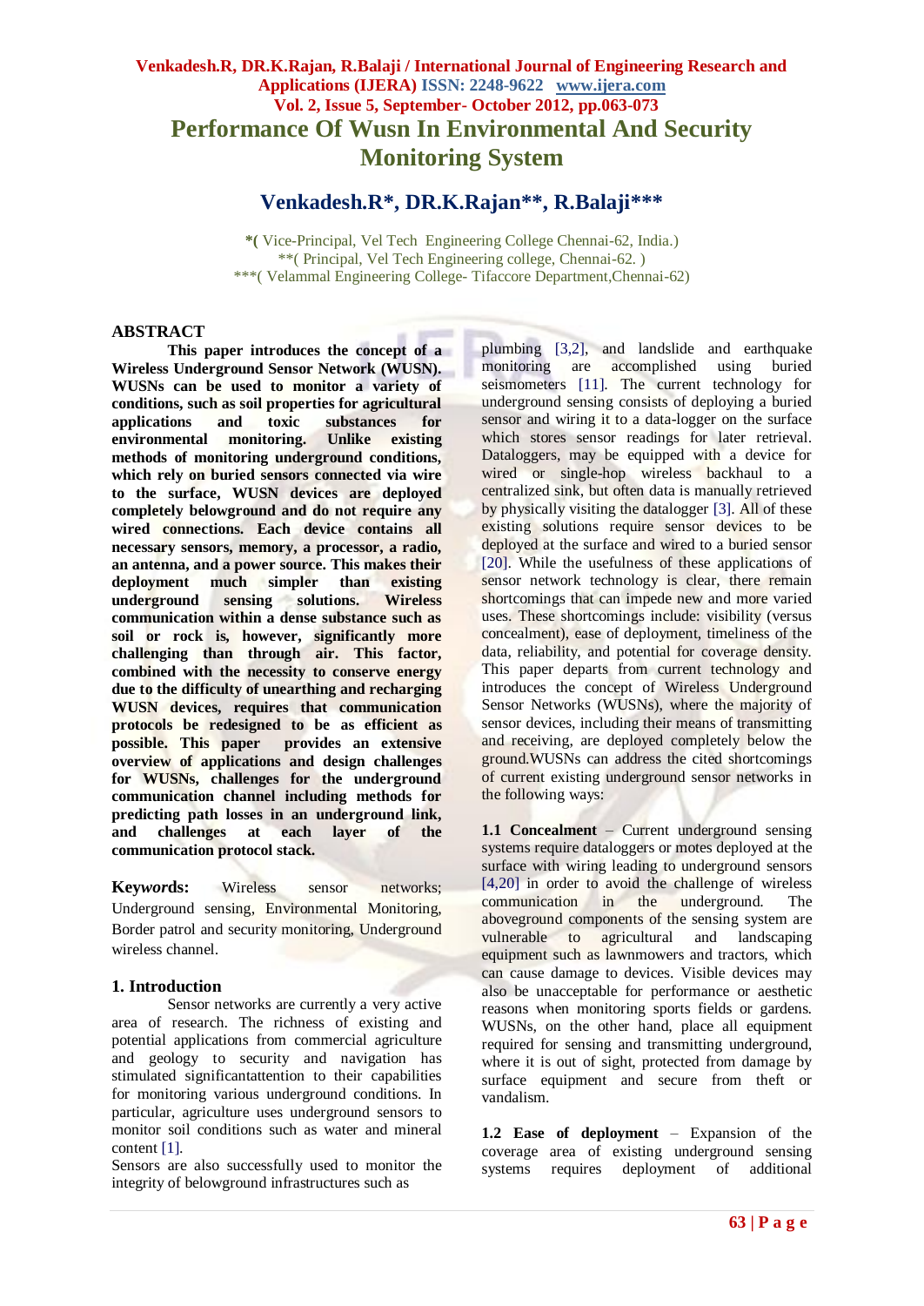# Performance Of Wusn In Environmental And Security Monitoring System

## Venkadesh.R*, DR.K.Rajan**, R.Balaji***

*( Vice-Principal, Vel Tech Engineering College Chennai-62, India.)
**( Principal, Vel Tech Engineering college, Chennai-62. )
***( Velammal Engineering College- Tifaccore Department,Chennai-62)

## ABSTRACT

**This paper introduces the concept of a Wireless Underground Sensor Network (WUSN). WUSNs can be used to monitor a variety of conditions, such as soil properties for agricultural applications and toxic substances for environmental monitoring. Unlike existing methods of monitoring underground conditions, which rely on buried sensors connected via wire to the surface, WUSN devices are deployed completely belowground and do not require any wired connections. Each device contains all necessary sensors, memory, a processor, a radio, an antenna, and a power source. This makes their deployment much simpler than existing underground sensing solutions. Wireless communication within a dense substance such as soil or rock is, however, significantly more challenging than through air. This factor, combined with the necessity to conserve energy due to the difficulty of unearthing and recharging WUSN devices, requires that communication protocols be redesigned to be as efficient as possible. This paper provides an extensive overview of applications and design challenges for WUSNs, challenges for the underground communication channel including methods for predicting path losses in an underground link, and challenges at each layer of the communication protocol stack.**

**Key*words*:** Wireless sensor networks; Underground sensing, Environmental Monitoring, Border patrol and security monitoring, Underground wireless channel.

## 1. Introduction

Sensor networks are currently a very active area of research. The richness of existing and potential applications from commercial agriculture and geology to security and navigation has stimulated significantattention to their capabilities for monitoring various underground conditions. In particular, agriculture uses underground sensors to monitor soil conditions such as water and mineral content [1].

Sensors are also successfully used to monitor the integrity of belowground infrastructures such as plumbing [3,2], and landslide and earthquake monitoring are accomplished using buried seismometers [11]. The current technology for underground sensing consists of deploying a buried sensor and wiring it to a data-logger on the surface which stores sensor readings for later retrieval. Dataloggers, may be equipped with a device for wired or single-hop wireless backhaul to a centralized sink, but often data is manually retrieved by physically visiting the datalogger [3]. All of these existing solutions require sensor devices to be deployed at the surface and wired to a buried sensor [20]. While the usefulness of these applications of sensor network technology is clear, there remain shortcomings that can impede new and more varied uses. These shortcomings include: visibility (versus concealment), ease of deployment, timeliness of the data, reliability, and potential for coverage density. This paper departs from current technology and introduces the concept of Wireless Underground Sensor Networks (WUSNs), where the majority of sensor devices, including their means of transmitting and receiving, are deployed completely below the ground.WUSNs can address the cited shortcomings of current existing underground sensor networks in the following ways:

**1.1 Concealment** – Current underground sensing systems require dataloggers or motes deployed at the surface with wiring leading to underground sensors [4,20] in order to avoid the challenge of wireless communication in the underground. The aboveground components of the sensing system are vulnerable to agricultural and landscaping equipment such as lawnmowers and tractors, which can cause damage to devices. Visible devices may also be unacceptable for performance or aesthetic reasons when monitoring sports fields or gardens. WUSNs, on the other hand, place all equipment required for sensing and transmitting underground, where it is out of sight, protected from damage by surface equipment and secure from theft or vandalism.

**1.2 Ease of deployment** – Expansion of the coverage area of existing underground sensing systems requires deployment of additional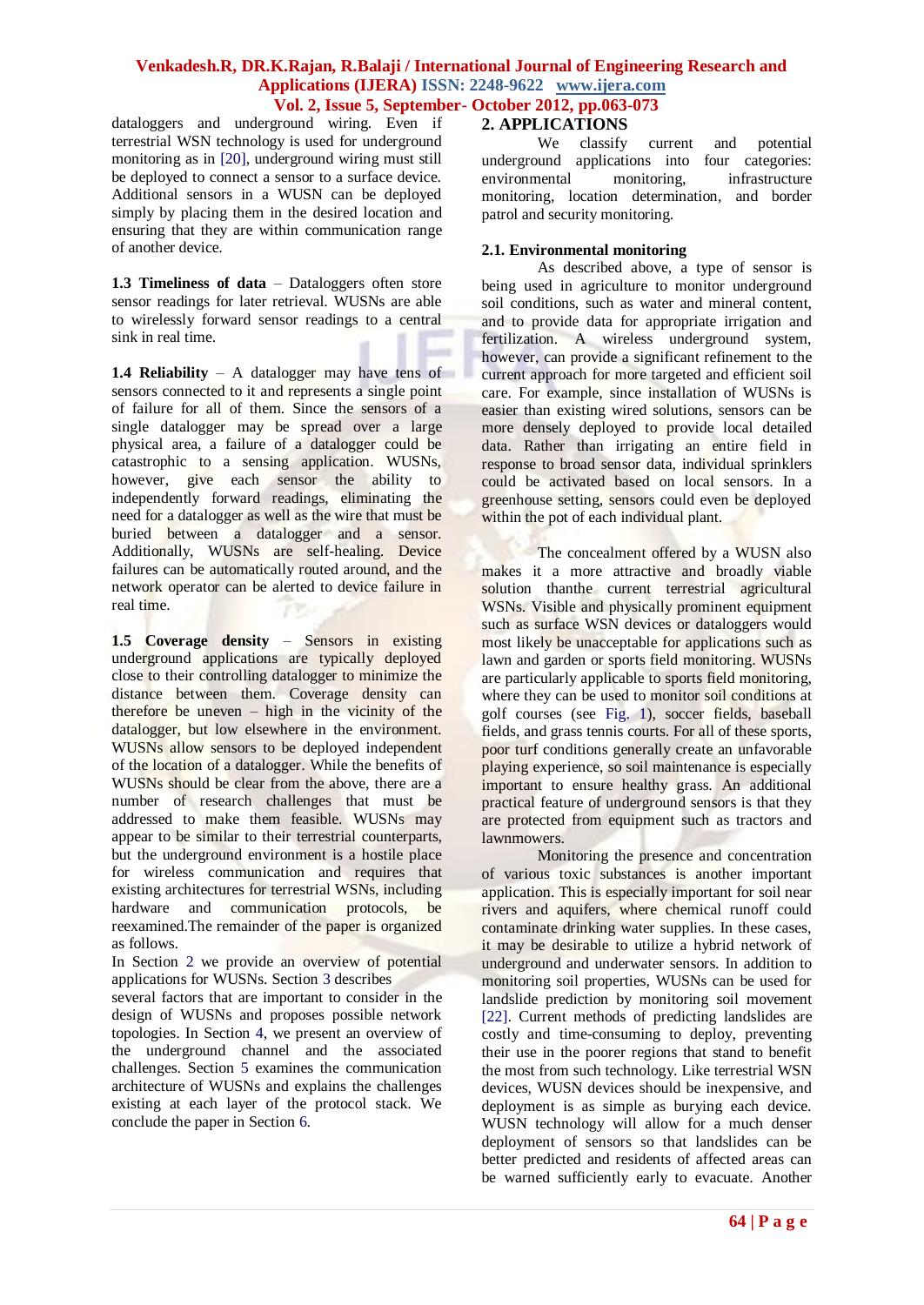dataloggers and underground wiring. Even if terrestrial WSN technology is used for underground monitoring as in [20], underground wiring must still be deployed to connect a sensor to a surface device. Additional sensors in a WUSN can be deployed simply by placing them in the desired location and ensuring that they are within communication range of another device.

**1.3 Timeliness of data** – Dataloggers often store sensor readings for later retrieval. WUSNs are able to wirelessly forward sensor readings to a central sink in real time.

**1.4 Reliability** – A datalogger may have tens of sensors connected to it and represents a single point of failure for all of them. Since the sensors of a single datalogger may be spread over a large physical area, a failure of a datalogger could be catastrophic to a sensing application. WUSNs, however, give each sensor the ability to independently forward readings, eliminating the need for a datalogger as well as the wire that must be buried between a datalogger and a sensor. Additionally, WUSNs are self-healing. Device failures can be automatically routed around, and the network operator can be alerted to device failure in real time.

**1.5 Coverage density** – Sensors in existing underground applications are typically deployed close to their controlling datalogger to minimize the distance between them. Coverage density can therefore be uneven – high in the vicinity of the datalogger, but low elsewhere in the environment. WUSNs allow sensors to be deployed independent of the location of a datalogger. While the benefits of WUSNs should be clear from the above, there are a number of research challenges that must be addressed to make them feasible. WUSNs may appear to be similar to their terrestrial counterparts, but the underground environment is a hostile place for wireless communication and requires that existing architectures for terrestrial WSNs, including hardware and communication protocols, be reexamined.The remainder of the paper is organized as follows.

In Section 2 we provide an overview of potential applications for WUSNs. Section 3 describes several factors that are important to consider in the design of WUSNs and proposes possible network topologies. In Section 4, we present an overview of the underground channel and the associated challenges. Section 5 examines the communication architecture of WUSNs and explains the challenges existing at each layer of the protocol stack. We conclude the paper in Section 6.

## 2. APPLICATIONS

We classify current and potential underground applications into four categories: environmental monitoring, infrastructure monitoring, location determination, and border patrol and security monitoring.

### 2.1. Environmental monitoring

As described above, a type of sensor is being used in agriculture to monitor underground soil conditions, such as water and mineral content, and to provide data for appropriate irrigation and fertilization. A wireless underground system, however, can provide a significant refinement to the current approach for more targeted and efficient soil care. For example, since installation of WUSNs is easier than existing wired solutions, sensors can be more densely deployed to provide local detailed data. Rather than irrigating an entire field in response to broad sensor data, individual sprinklers could be activated based on local sensors. In a greenhouse setting, sensors could even be deployed within the pot of each individual plant.

The concealment offered by a WUSN also makes it a more attractive and broadly viable solution thanthe current terrestrial agricultural WSNs. Visible and physically prominent equipment such as surface WSN devices or dataloggers would most likely be unacceptable for applications such as lawn and garden or sports field monitoring. WUSNs are particularly applicable to sports field monitoring, where they can be used to monitor soil conditions at golf courses (see Fig. 1), soccer fields, baseball fields, and grass tennis courts. For all of these sports, poor turf conditions generally create an unfavorable playing experience, so soil maintenance is especially important to ensure healthy grass. An additional practical feature of underground sensors is that they are protected from equipment such as tractors and lawnmowers.

Monitoring the presence and concentration of various toxic substances is another important application. This is especially important for soil near rivers and aquifers, where chemical runoff could contaminate drinking water supplies. In these cases, it may be desirable to utilize a hybrid network of underground and underwater sensors. In addition to monitoring soil properties, WUSNs can be used for landslide prediction by monitoring soil movement [22]. Current methods of predicting landslides are costly and time-consuming to deploy, preventing their use in the poorer regions that stand to benefit the most from such technology. Like terrestrial WSN devices, WUSN devices should be inexpensive, and deployment is as simple as burying each device. WUSN technology will allow for a much denser deployment of sensors so that landslides can be better predicted and residents of affected areas can be warned sufficiently early to evacuate. Another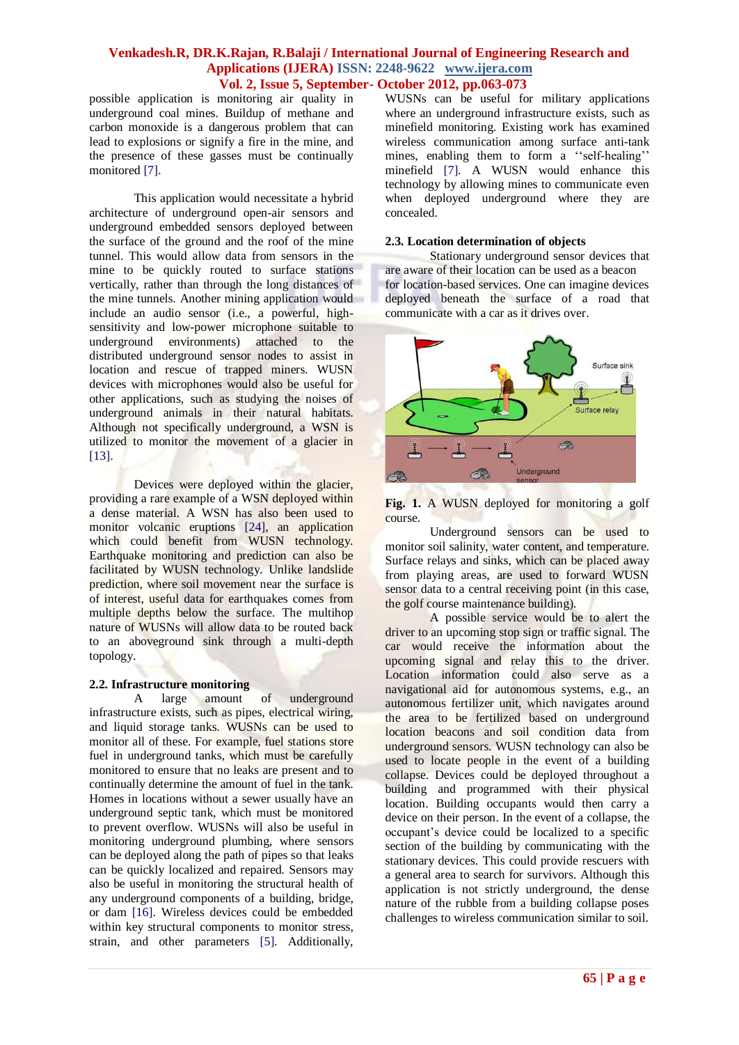possible application is monitoring air quality in underground coal mines. Buildup of methane and carbon monoxide is a dangerous problem that can lead to explosions or signify a fire in the mine, and the presence of these gasses must be continually monitored [7].

This application would necessitate a hybrid architecture of underground open-air sensors and underground embedded sensors deployed between the surface of the ground and the roof of the mine tunnel. This would allow data from sensors in the mine to be quickly routed to surface stations vertically, rather than through the long distances of the mine tunnels. Another mining application would include an audio sensor (i.e., a powerful, high-sensitivity and low-power microphone suitable to underground environments) attached to the distributed underground sensor nodes to assist in location and rescue of trapped miners. WUSN devices with microphones would also be useful for other applications, such as studying the noises of underground animals in their natural habitats. Although not specifically underground, a WSN is utilized to monitor the movement of a glacier in [13].

Devices were deployed within the glacier, providing a rare example of a WSN deployed within a dense material. A WSN has also been used to monitor volcanic eruptions [24], an application which could benefit from WUSN technology. Earthquake monitoring and prediction can also be facilitated by WUSN technology. Unlike landslide prediction, where soil movement near the surface is of interest, useful data for earthquakes comes from multiple depths below the surface. The multihop nature of WUSNs will allow data to be routed back to an aboveground sink through a multi-depth topology.

### 2.2. Infrastructure monitoring

A large amount of underground infrastructure exists, such as pipes, electrical wiring, and liquid storage tanks. WUSNs can be used to monitor all of these. For example, fuel stations store fuel in underground tanks, which must be carefully monitored to ensure that no leaks are present and to continually determine the amount of fuel in the tank. Homes in locations without a sewer usually have an underground septic tank, which must be monitored to prevent overflow. WUSNs will also be useful in monitoring underground plumbing, where sensors can be deployed along the path of pipes so that leaks can be quickly localized and repaired. Sensors may also be useful in monitoring the structural health of any underground components of a building, bridge, or dam [16]. Wireless devices could be embedded within key structural components to monitor stress, strain, and other parameters [5]. Additionally, WUSNs can be useful for military applications where an underground infrastructure exists, such as minefield monitoring. Existing work has examined wireless communication among surface anti-tank mines, enabling them to form a ''self-healing'' minefield [7]. A WUSN would enhance this technology by allowing mines to communicate even when deployed underground where they are concealed.

### 2.3. Location determination of objects

Stationary underground sensor devices that are aware of their location can be used as a beacon for location-based services. One can imagine devices deployed beneath the surface of a road that communicate with a car as it drives over.

**Fig. 1.** A WUSN deployed for monitoring a golf course.

Underground sensors can be used to monitor soil salinity, water content, and temperature. Surface relays and sinks, which can be placed away from playing areas, are used to forward WUSN sensor data to a central receiving point (in this case, the golf course maintenance building).

A possible service would be to alert the driver to an upcoming stop sign or traffic signal. The car would receive the information about the upcoming signal and relay this to the driver. Location information could also serve as a navigational aid for autonomous systems, e.g., an autonomous fertilizer unit, which navigates around the area to be fertilized based on underground location beacons and soil condition data from underground sensors. WUSN technology can also be used to locate people in the event of a building collapse. Devices could be deployed throughout a building and programmed with their physical location. Building occupants would then carry a device on their person. In the event of a collapse, the occupant's device could be localized to a specific section of the building by communicating with the stationary devices. This could provide rescuers with a general area to search for survivors. Although this application is not strictly underground, the dense nature of the rubble from a building collapse poses challenges to wireless communication similar to soil.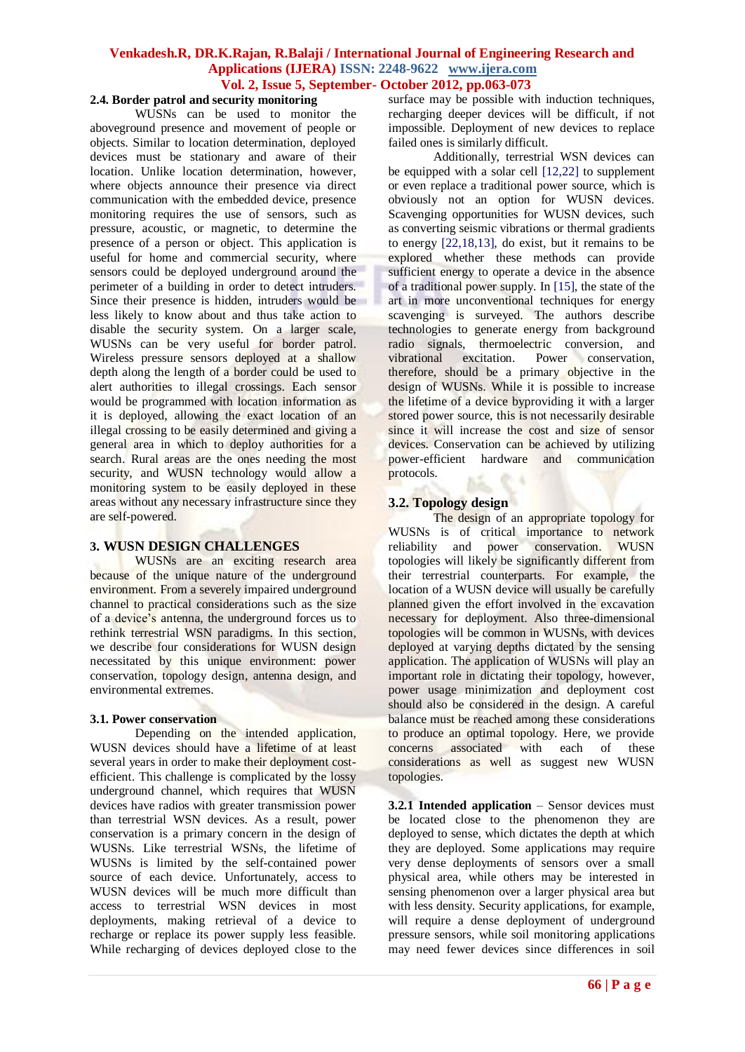### 2.4. Border patrol and security monitoring

WUSNs can be used to monitor the aboveground presence and movement of people or objects. Similar to location determination, deployed devices must be stationary and aware of their location. Unlike location determination, however, where objects announce their presence via direct communication with the embedded device, presence monitoring requires the use of sensors, such as pressure, acoustic, or magnetic, to determine the presence of a person or object. This application is useful for home and commercial security, where sensors could be deployed underground around the perimeter of a building in order to detect intruders. Since their presence is hidden, intruders would be less likely to know about and thus take action to disable the security system. On a larger scale, WUSNs can be very useful for border patrol. Wireless pressure sensors deployed at a shallow depth along the length of a border could be used to alert authorities to illegal crossings. Each sensor would be programmed with location information as it is deployed, allowing the exact location of an illegal crossing to be easily determined and giving a general area in which to deploy authorities for a search. Rural areas are the ones needing the most security, and WUSN technology would allow a monitoring system to be easily deployed in these areas without any necessary infrastructure since they are self-powered.

## 3. WUSN DESIGN CHALLENGES

WUSNs are an exciting research area because of the unique nature of the underground environment. From a severely impaired underground channel to practical considerations such as the size of a device's antenna, the underground forces us to rethink terrestrial WSN paradigms. In this section, we describe four considerations for WUSN design necessitated by this unique environment: power conservation, topology design, antenna design, and environmental extremes.

### 3.1. Power conservation

Depending on the intended application, WUSN devices should have a lifetime of at least several years in order to make their deployment cost-efficient. This challenge is complicated by the lossy underground channel, which requires that WUSN devices have radios with greater transmission power than terrestrial WSN devices. As a result, power conservation is a primary concern in the design of WUSNs. Like terrestrial WSNs, the lifetime of WUSNs is limited by the self-contained power source of each device. Unfortunately, access to WUSN devices will be much more difficult than access to terrestrial WSN devices in most deployments, making retrieval of a device to recharge or replace its power supply less feasible. While recharging of devices deployed close to the surface may be possible with induction techniques, recharging deeper devices will be difficult, if not impossible. Deployment of new devices to replace failed ones is similarly difficult.

Additionally, terrestrial WSN devices can be equipped with a solar cell [12,22] to supplement or even replace a traditional power source, which is obviously not an option for WUSN devices. Scavenging opportunities for WUSN devices, such as converting seismic vibrations or thermal gradients to energy [22,18,13], do exist, but it remains to be explored whether these methods can provide sufficient energy to operate a device in the absence of a traditional power supply. In [15], the state of the art in more unconventional techniques for energy scavenging is surveyed. The authors describe technologies to generate energy from background radio signals, thermoelectric conversion, and vibrational excitation. Power conservation, therefore, should be a primary objective in the design of WUSNs. While it is possible to increase the lifetime of a device byproviding it with a larger stored power source, this is not necessarily desirable since it will increase the cost and size of sensor devices. Conservation can be achieved by utilizing power-efficient hardware and communication protocols.

### 3.2. Topology design

The design of an appropriate topology for WUSNs is of critical importance to network reliability and power conservation. WUSN topologies will likely be significantly different from their terrestrial counterparts. For example, the location of a WUSN device will usually be carefully planned given the effort involved in the excavation necessary for deployment. Also three-dimensional topologies will be common in WUSNs, with devices deployed at varying depths dictated by the sensing application. The application of WUSNs will play an important role in dictating their topology, however, power usage minimization and deployment cost should also be considered in the design. A careful balance must be reached among these considerations to produce an optimal topology. Here, we provide concerns associated with each of these considerations as well as suggest new WUSN topologies.

**3.2.1 Intended application** – Sensor devices must be located close to the phenomenon they are deployed to sense, which dictates the depth at which they are deployed. Some applications may require very dense deployments of sensors over a small physical area, while others may be interested in sensing phenomenon over a larger physical area but with less density. Security applications, for example, will require a dense deployment of underground pressure sensors, while soil monitoring applications may need fewer devices since differences in soil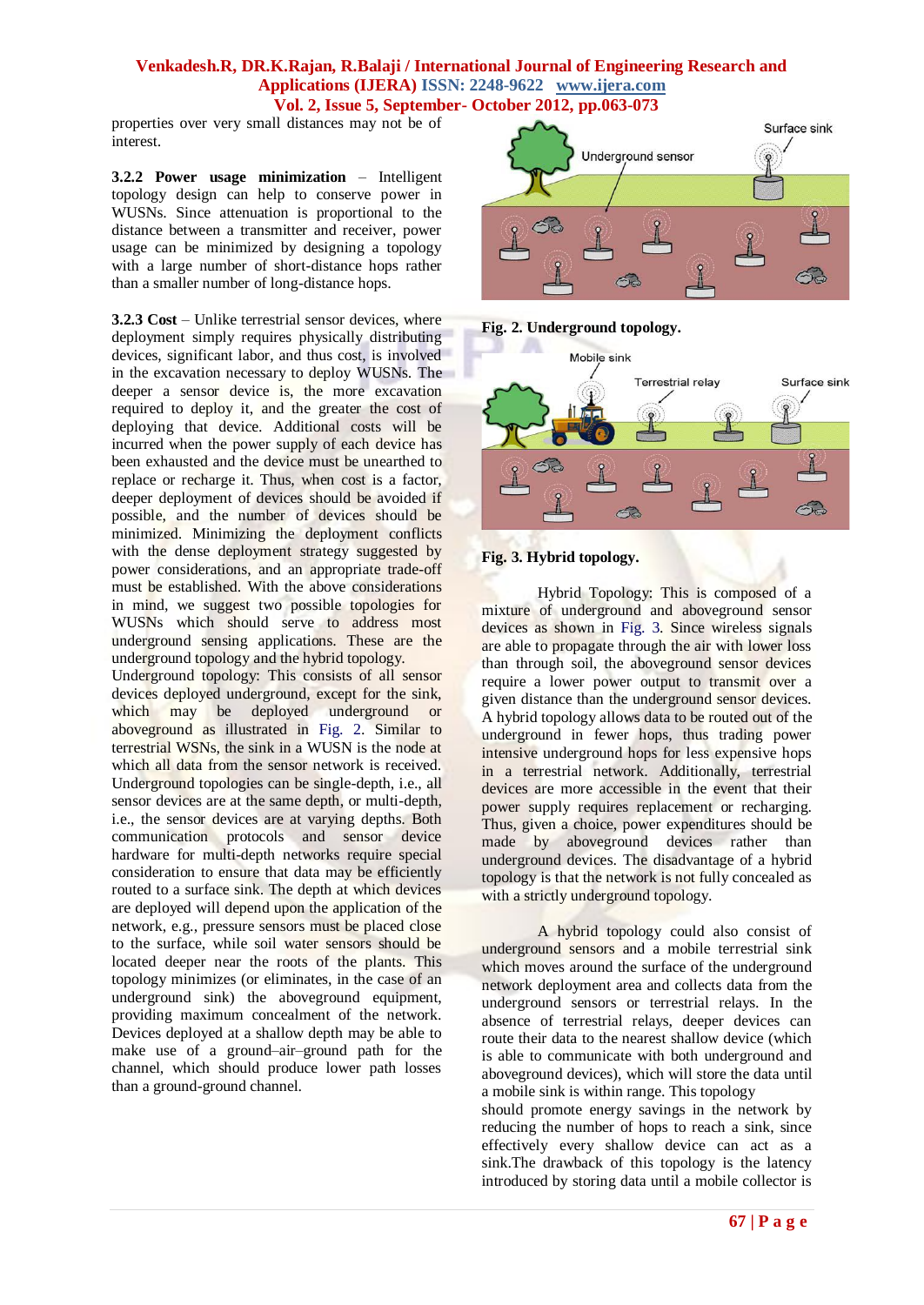properties over very small distances may not be of interest.

**3.2.2 Power usage minimization** – Intelligent topology design can help to conserve power in WUSNs. Since attenuation is proportional to the distance between a transmitter and receiver, power usage can be minimized by designing a topology with a large number of short-distance hops rather than a smaller number of long-distance hops.

**3.2.3 Cost** – Unlike terrestrial sensor devices, where deployment simply requires physically distributing devices, significant labor, and thus cost, is involved in the excavation necessary to deploy WUSNs. The deeper a sensor device is, the more excavation required to deploy it, and the greater the cost of deploying that device. Additional costs will be incurred when the power supply of each device has been exhausted and the device must be unearthed to replace or recharge it. Thus, when cost is a factor, deeper deployment of devices should be avoided if possible, and the number of devices should be minimized. Minimizing the deployment conflicts with the dense deployment strategy suggested by power considerations, and an appropriate trade-off must be established. With the above considerations in mind, we suggest two possible topologies for WUSNs which should serve to address most underground sensing applications. These are the underground topology and the hybrid topology.

Underground topology: This consists of all sensor devices deployed underground, except for the sink, which may be deployed underground or aboveground as illustrated in Fig. 2. Similar to terrestrial WSNs, the sink in a WUSN is the node at which all data from the sensor network is received. Underground topologies can be single-depth, i.e., all sensor devices are at the same depth, or multi-depth, i.e., the sensor devices are at varying depths. Both communication protocols and sensor device hardware for multi-depth networks require special consideration to ensure that data may be efficiently routed to a surface sink. The depth at which devices are deployed will depend upon the application of the network, e.g., pressure sensors must be placed close to the surface, while soil water sensors should be located deeper near the roots of the plants. This topology minimizes (or eliminates, in the case of an underground sink) the aboveground equipment, providing maximum concealment of the network. Devices deployed at a shallow depth may be able to make use of a ground–air–ground path for the channel, which should produce lower path losses than a ground-ground channel.

**Fig. 2. Underground topology.**

**Fig. 3. Hybrid topology.**

Hybrid Topology: This is composed of a mixture of underground and aboveground sensor devices as shown in Fig. 3. Since wireless signals are able to propagate through the air with lower loss than through soil, the aboveground sensor devices require a lower power output to transmit over a given distance than the underground sensor devices. A hybrid topology allows data to be routed out of the underground in fewer hops, thus trading power intensive underground hops for less expensive hops in a terrestrial network. Additionally, terrestrial devices are more accessible in the event that their power supply requires replacement or recharging. Thus, given a choice, power expenditures should be made by aboveground devices rather than underground devices. The disadvantage of a hybrid topology is that the network is not fully concealed as with a strictly underground topology.

A hybrid topology could also consist of underground sensors and a mobile terrestrial sink which moves around the surface of the underground network deployment area and collects data from the underground sensors or terrestrial relays. In the absence of terrestrial relays, deeper devices can route their data to the nearest shallow device (which is able to communicate with both underground and aboveground devices), which will store the data until a mobile sink is within range. This topology should promote energy savings in the network by reducing the number of hops to reach a sink, since effectively every shallow device can act as a sink.The drawback of this topology is the latency introduced by storing data until a mobile collector is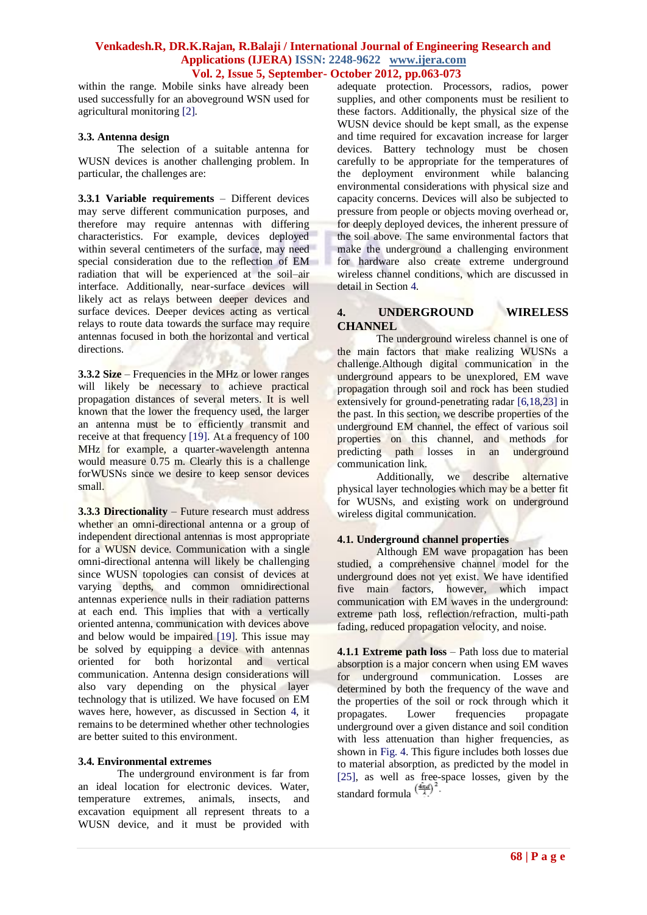within the range. Mobile sinks have already been used successfully for an aboveground WSN used for agricultural monitoring [2].

### 3.3. Antenna design

The selection of a suitable antenna for WUSN devices is another challenging problem. In particular, the challenges are:

**3.3.1 Variable requirements** – Different devices may serve different communication purposes, and therefore may require antennas with differing characteristics. For example, devices deployed within several centimeters of the surface, may need special consideration due to the reflection of EM radiation that will be experienced at the soil–air interface. Additionally, near-surface devices will likely act as relays between deeper devices and surface devices. Deeper devices acting as vertical relays to route data towards the surface may require antennas focused in both the horizontal and vertical directions.

**3.3.2 Size** – Frequencies in the MHz or lower ranges will likely be necessary to achieve practical propagation distances of several meters. It is well known that the lower the frequency used, the larger an antenna must be to efficiently transmit and receive at that frequency [19]. At a frequency of 100 MHz for example, a quarter-wavelength antenna would measure 0.75 m. Clearly this is a challenge forWUSNs since we desire to keep sensor devices small.

**3.3.3 Directionality** – Future research must address whether an omni-directional antenna or a group of independent directional antennas is most appropriate for a WUSN device. Communication with a single omni-directional antenna will likely be challenging since WUSN topologies can consist of devices at varying depths, and common omnidirectional antennas experience nulls in their radiation patterns at each end. This implies that with a vertically oriented antenna, communication with devices above and below would be impaired [19]. This issue may be solved by equipping a device with antennas oriented for both horizontal and vertical communication. Antenna design considerations will also vary depending on the physical layer technology that is utilized. We have focused on EM waves here, however, as discussed in Section 4, it remains to be determined whether other technologies are better suited to this environment.

### 3.4. Environmental extremes

The underground environment is far from an ideal location for electronic devices. Water, temperature extremes, animals, insects, and excavation equipment all represent threats to a WUSN device, and it must be provided with adequate protection. Processors, radios, power supplies, and other components must be resilient to these factors. Additionally, the physical size of the WUSN device should be kept small, as the expense and time required for excavation increase for larger devices. Battery technology must be chosen carefully to be appropriate for the temperatures of the deployment environment while balancing environmental considerations with physical size and capacity concerns. Devices will also be subjected to pressure from people or objects moving overhead or, for deeply deployed devices, the inherent pressure of the soil above. The same environmental factors that make the underground a challenging environment for hardware also create extreme underground wireless channel conditions, which are discussed in detail in Section 4.

## 4. UNDERGROUND WIRELESS CHANNEL

The underground wireless channel is one of the main factors that make realizing WUSNs a challenge.Although digital communication in the underground appears to be unexplored, EM wave propagation through soil and rock has been studied extensively for ground-penetrating radar [6,18,23] in the past. In this section, we describe properties of the underground EM channel, the effect of various soil properties on this channel, and methods for predicting path losses in an underground communication link.

Additionally, we describe alternative physical layer technologies which may be a better fit for WUSNs, and existing work on underground wireless digital communication.

### 4.1. Underground channel properties

Although EM wave propagation has been studied, a comprehensive channel model for the underground does not yet exist. We have identified five main factors, however, which impact communication with EM waves in the underground: extreme path loss, reflection/refraction, multi-path fading, reduced propagation velocity, and noise.

**4.1.1 Extreme path loss** – Path loss due to material absorption is a major concern when using EM waves for underground communication. Losses are determined by both the frequency of the wave and the properties of the soil or rock through which it propagates. Lower frequencies propagate underground over a given distance and soil condition with less attenuation than higher frequencies, as shown in Fig. 4. This figure includes both losses due to material absorption, as predicted by the model in [25], as well as free-space losses, given by the standard formula $\left(\frac{4\pi d}{\lambda}\right)^2$.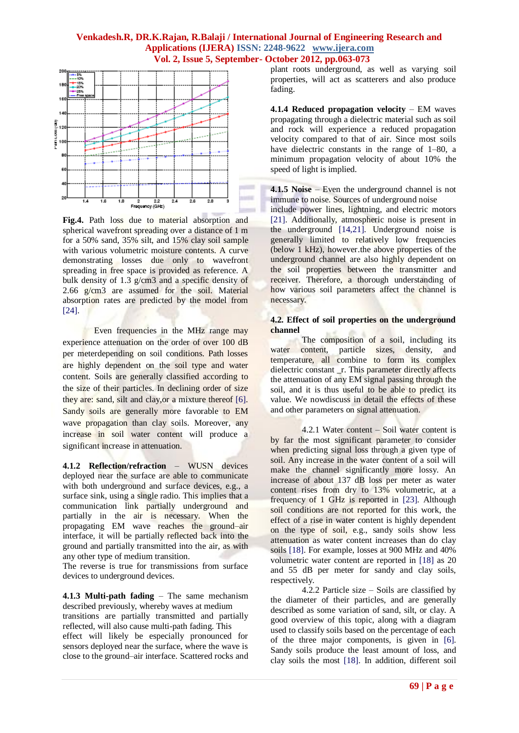**Fig.4.** Path loss due to material absorption and spherical wavefront spreading over a distance of 1 m for a 50% sand, 35% silt, and 15% clay soil sample with various volumetric moisture contents. A curve demonstrating losses due only to wavefront spreading in free space is provided as reference. A bulk density of 1.3 g/cm3 and a specific density of 2.66 g/cm3 are assumed for the soil. Material absorption rates are predicted by the model from [24].

Even frequencies in the MHz range may experience attenuation on the order of over 100 dB per meterdepending on soil conditions. Path losses are highly dependent on the soil type and water content. Soils are generally classified according to the size of their particles. In declining order of size they are: sand, silt and clay,or a mixture thereof [6]. Sandy soils are generally more favorable to EM wave propagation than clay soils. Moreover, any increase in soil water content will produce a significant increase in attenuation.

**4.1.2 Reflection/refraction** – WUSN devices deployed near the surface are able to communicate with both underground and surface devices, e.g., a surface sink, using a single radio. This implies that a communication link partially underground and partially in the air is necessary. When the propagating EM wave reaches the ground–air interface, it will be partially reflected back into the ground and partially transmitted into the air, as with any other type of medium transition.
The reverse is true for transmissions from surface devices to underground devices.

**4.1.3 Multi-path fading** – The same mechanism described previously, whereby waves at medium transitions are partially transmitted and partially reflected, will also cause multi-path fading. This effect will likely be especially pronounced for sensors deployed near the surface, where the wave is close to the ground–air interface. Scattered rocks and plant roots underground, as well as varying soil properties, will act as scatterers and also produce fading.

**4.1.4 Reduced propagation velocity** – EM waves propagating through a dielectric material such as soil and rock will experience a reduced propagation velocity compared to that of air. Since most soils have dielectric constants in the range of 1–80, a minimum propagation velocity of about 10% the speed of light is implied.

**4.1.5 Noise** – Even the underground channel is not immune to noise. Sources of underground noise include power lines, lightning, and electric motors [21]. Additionally, atmospheric noise is present in the underground [14,21]. Underground noise is generally limited to relatively low frequencies (below 1 kHz), however.the above properties of the underground channel are also highly dependent on the soil properties between the transmitter and receiver. Therefore, a thorough understanding of how various soil parameters affect the channel is necessary.

### 4.2. Effect of soil properties on the underground channel

The composition of a soil, including its water content, particle sizes, density, and temperature, all combine to form its complex dielectric constant _r. This parameter directly affects the attenuation of any EM signal passing through the soil, and it is thus useful to be able to predict its value. We nowdiscuss in detail the effects of these and other parameters on signal attenuation.

4.2.1 Water content – Soil water content is by far the most significant parameter to consider when predicting signal loss through a given type of soil. Any increase in the water content of a soil will make the channel significantly more lossy. An increase of about 137 dB loss per meter as water content rises from dry to 13% volumetric, at a frequency of 1 GHz is reported in [23]. Although soil conditions are not reported for this work, the effect of a rise in water content is highly dependent on the type of soil, e.g., sandy soils show less attenuation as water content increases than do clay soils [18]. For example, losses at 900 MHz and 40% volumetric water content are reported in [18] as 20 and 55 dB per meter for sandy and clay soils, respectively.

4.2.2 Particle size – Soils are classified by the diameter of their particles, and are generally described as some variation of sand, silt, or clay. A good overview of this topic, along with a diagram used to classify soils based on the percentage of each of the three major components, is given in [6]. Sandy soils produce the least amount of loss, and clay soils the most [18]. In addition, different soil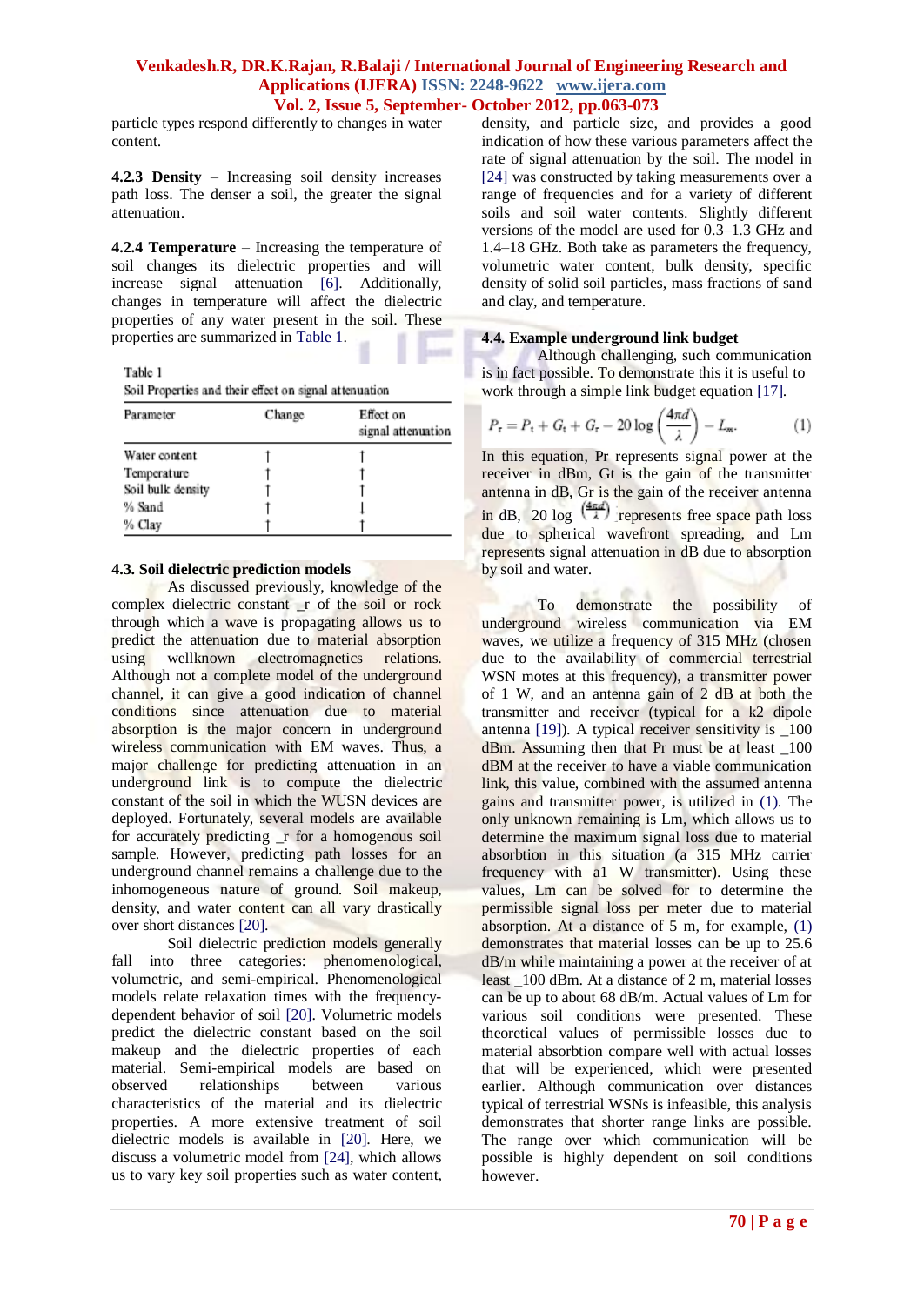particle types respond differently to changes in water content.

**4.2.3 Density** – Increasing soil density increases path loss. The denser a soil, the greater the signal attenuation.

**4.2.4 Temperature** – Increasing the temperature of soil changes its dielectric properties and will increase signal attenuation [6]. Additionally, changes in temperature will affect the dielectric properties of any water present in the soil. These properties are summarized in Table 1.

Table 1
Soil Properties and their effect on signal attenuation

| Parameter | Change | Effect on signal attenuation |
|---|---|---|
| Water content | ↑ | ↑ |
| Temperature | ↑ | ↑ |
| Soil bulk density | ↑ | ↑ |
| % Sand | ↑ | ↓ |
| % Clay | ↑ | ↑ |

### 4.3. Soil dielectric prediction models

As discussed previously, knowledge of the complex dielectric constant _r of the soil or rock through which a wave is propagating allows us to predict the attenuation due to material absorption using wellknown electromagnetics relations. Although not a complete model of the underground channel, it can give a good indication of channel conditions since attenuation due to material absorption is the major concern in underground wireless communication with EM waves. Thus, a major challenge for predicting attenuation in an underground link is to compute the dielectric constant of the soil in which the WUSN devices are deployed. Fortunately, several models are available for accurately predicting _r for a homogenous soil sample. However, predicting path losses for an underground channel remains a challenge due to the inhomogeneous nature of ground. Soil makeup, density, and water content can all vary drastically over short distances [20].

Soil dielectric prediction models generally fall into three categories: phenomenological, volumetric, and semi-empirical. Phenomenological models relate relaxation times with the frequency-dependent behavior of soil [20]. Volumetric models predict the dielectric constant based on the soil makeup and the dielectric properties of each material. Semi-empirical models are based on observed relationships between various characteristics of the material and its dielectric properties. A more extensive treatment of soil dielectric models is available in [20]. Here, we discuss a volumetric model from [24], which allows us to vary key soil properties such as water content, density, and particle size, and provides a good indication of how these various parameters affect the rate of signal attenuation by the soil. The model in [24] was constructed by taking measurements over a range of frequencies and for a variety of different soils and soil water contents. Slightly different versions of the model are used for 0.3–1.3 GHz and 1.4–18 GHz. Both take as parameters the frequency, volumetric water content, bulk density, specific density of solid soil particles, mass fractions of sand and clay, and temperature.

### 4.4. Example underground link budget

Although challenging, such communication is in fact possible. To demonstrate this it is useful to work through a simple link budget equation [17].

$$P_r = P_t + G_t + G_r - 20\log\left(\frac{4\pi d}{\lambda}\right) - L_m. \quad (1)$$

In this equation, Pr represents signal power at the receiver in dBm, Gt is the gain of the transmitter antenna in dB, Gr is the gain of the receiver antenna in dB, $20\log\left(\frac{4\pi d}{\lambda}\right)$ represents free space path loss due to spherical wavefront spreading, and Lm represents signal attenuation in dB due to absorption by soil and water.

To demonstrate the possibility of underground wireless communication via EM waves, we utilize a frequency of 315 MHz (chosen due to the availability of commercial terrestrial WSN motes at this frequency), a transmitter power of 1 W, and an antenna gain of 2 dB at both the transmitter and receiver (typical for a k2 dipole antenna [19]). A typical receiver sensitivity is _100 dBm. Assuming then that Pr must be at least _100 dBM at the receiver to have a viable communication link, this value, combined with the assumed antenna gains and transmitter power, is utilized in (1). The only unknown remaining is Lm, which allows us to determine the maximum signal loss due to material absorbtion in this situation (a 315 MHz carrier frequency with a1 W transmitter). Using these values, Lm can be solved for to determine the permissible signal loss per meter due to material absorption. At a distance of 5 m, for example, (1) demonstrates that material losses can be up to 25.6 dB/m while maintaining a power at the receiver of at least _100 dBm. At a distance of 2 m, material losses can be up to about 68 dB/m. Actual values of Lm for various soil conditions were presented. These theoretical values of permissible losses due to material absorption compare well with actual losses that will be experienced, which were presented earlier. Although communication over distances typical of terrestrial WSNs is infeasible, this analysis demonstrates that shorter range links are possible. The range over which communication will be possible is highly dependent on soil conditions however.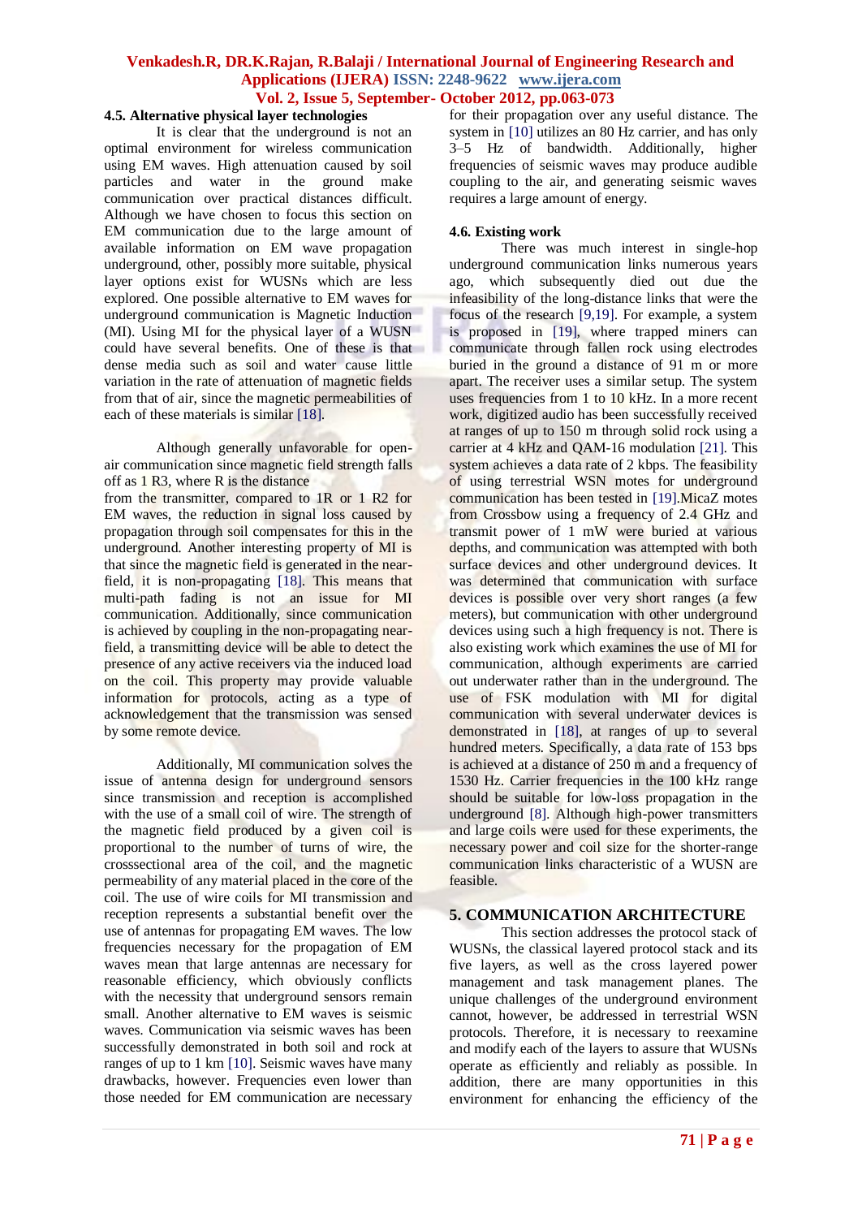### 4.5. Alternative physical layer technologies

It is clear that the underground is not an optimal environment for wireless communication using EM waves. High attenuation caused by soil particles and water in the ground make communication over practical distances difficult. Although we have chosen to focus this section on EM communication due to the large amount of available information on EM wave propagation underground, other, possibly more suitable, physical layer options exist for WUSNs which are less explored. One possible alternative to EM waves for underground communication is Magnetic Induction (MI). Using MI for the physical layer of a WUSN could have several benefits. One of these is that dense media such as soil and water cause little variation in the rate of attenuation of magnetic fields from that of air, since the magnetic permeabilities of each of these materials is similar [18].

Although generally unfavorable for open-air communication since magnetic field strength falls off as 1 R3, where R is the distance from the transmitter, compared to 1R or 1 R2 for EM waves, the reduction in signal loss caused by propagation through soil compensates for this in the underground. Another interesting property of MI is that since the magnetic field is generated in the near-field, it is non-propagating [18]. This means that multi-path fading is not an issue for MI communication. Additionally, since communication is achieved by coupling in the non-propagating near-field, a transmitting device will be able to detect the presence of any active receivers via the induced load on the coil. This property may provide valuable information for protocols, acting as a type of acknowledgement that the transmission was sensed by some remote device.

Additionally, MI communication solves the issue of antenna design for underground sensors since transmission and reception is accomplished with the use of a small coil of wire. The strength of the magnetic field produced by a given coil is proportional to the number of turns of wire, the crosssectional area of the coil, and the magnetic permeability of any material placed in the core of the coil. The use of wire coils for MI transmission and reception represents a substantial benefit over the use of antennas for propagating EM waves. The low frequencies necessary for the propagation of EM waves mean that large antennas are necessary for reasonable efficiency, which obviously conflicts with the necessity that underground sensors remain small. Another alternative to EM waves is seismic waves. Communication via seismic waves has been successfully demonstrated in both soil and rock at ranges of up to 1 km [10]. Seismic waves have many drawbacks, however. Frequencies even lower than those needed for EM communication are necessary for their propagation over any useful distance. The system in [10] utilizes an 80 Hz carrier, and has only 3–5 Hz of bandwidth. Additionally, higher frequencies of seismic waves may produce audible coupling to the air, and generating seismic waves requires a large amount of energy.

### 4.6. Existing work

There was much interest in single-hop underground communication links numerous years ago, which subsequently died out due the infeasibility of the long-distance links that were the focus of the research [9,19]. For example, a system is proposed in [19], where trapped miners can communicate through fallen rock using electrodes buried in the ground a distance of 91 m or more apart. The receiver uses a similar setup. The system uses frequencies from 1 to 10 kHz. In a more recent work, digitized audio has been successfully received at ranges of up to 150 m through solid rock using a carrier at 4 kHz and QAM-16 modulation [21]. This system achieves a data rate of 2 kbps. The feasibility of using terrestrial WSN motes for underground communication has been tested in [19].MicaZ motes from Crossbow using a frequency of 2.4 GHz and transmit power of 1 mW were buried at various depths, and communication was attempted with both surface devices and other underground devices. It was determined that communication with surface devices is possible over very short ranges (a few meters), but communication with other underground devices using such a high frequency is not. There is also existing work which examines the use of MI for communication, although experiments are carried out underwater rather than in the underground. The use of FSK modulation with MI for digital communication with several underwater devices is demonstrated in [18], at ranges of up to several hundred meters. Specifically, a data rate of 153 bps is achieved at a distance of 250 m and a frequency of 1530 Hz. Carrier frequencies in the 100 kHz range should be suitable for low-loss propagation in the underground [8]. Although high-power transmitters and large coils were used for these experiments, the necessary power and coil size for the shorter-range communication links characteristic of a WUSN are feasible.

## 5. COMMUNICATION ARCHITECTURE

This section addresses the protocol stack of WUSNs, the classical layered protocol stack and its five layers, as well as the cross layered power management and task management planes. The unique challenges of the underground environment cannot, however, be addressed in terrestrial WSN protocols. Therefore, it is necessary to reexamine and modify each of the layers to assure that WUSNs operate as efficiently and reliably as possible. In addition, there are many opportunities in this environment for enhancing the efficiency of the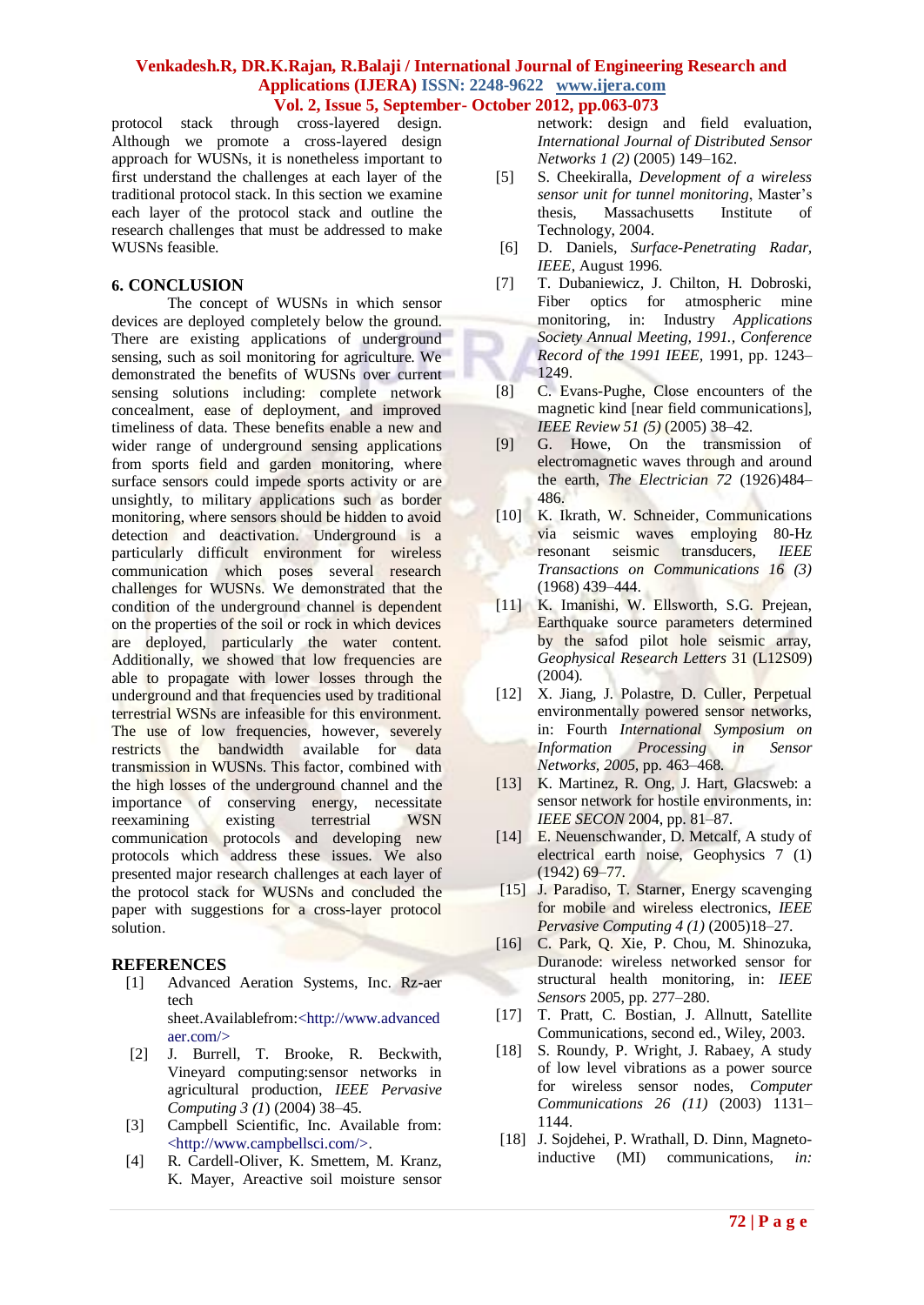protocol stack through cross-layered design. Although we promote a cross-layered design approach for WUSNs, it is nonetheless important to first understand the challenges at each layer of the traditional protocol stack. In this section we examine each layer of the protocol stack and outline the research challenges that must be addressed to make WUSNs feasible.

## 6. CONCLUSION

The concept of WUSNs in which sensor devices are deployed completely below the ground. There are existing applications of underground sensing, such as soil monitoring for agriculture. We demonstrated the benefits of WUSNs over current sensing solutions including: complete network concealment, ease of deployment, and improved timeliness of data. These benefits enable a new and wider range of underground sensing applications from sports field and garden monitoring, where surface sensors could impede sports activity or are unsightly, to military applications such as border monitoring, where sensors should be hidden to avoid detection and deactivation. Underground is a particularly difficult environment for wireless communication which poses several research challenges for WUSNs. We demonstrated that the condition of the underground channel is dependent on the properties of the soil or rock in which devices are deployed, particularly the water content. Additionally, we showed that low frequencies are able to propagate with lower losses through the underground and that frequencies used by traditional terrestrial WSNs are infeasible for this environment. The use of low frequencies, however, severely restricts the bandwidth available for data transmission in WUSNs. This factor, combined with the high losses of the underground channel and the importance of conserving energy, necessitate reexamining existing terrestrial WSN communication protocols and developing new protocols which address these issues. We also presented major research challenges at each layer of the protocol stack for WUSNs and concluded the paper with suggestions for a cross-layer protocol solution.

## REFERENCES

[1] Advanced Aeration Systems, Inc. Rz-aer tech sheet.Availablefrom:<http://www.advancedaer.com/>

[2] J. Burrell, T. Brooke, R. Beckwith, Vineyard computing:sensor networks in agricultural production, *IEEE Pervasive Computing 3 (1)* (2004) 38–45.

[3] Campbell Scientific, Inc. Available from: <http://www.campbellsci.com/>.

[4] R. Cardell-Oliver, K. Smettem, M. Kranz, K. Mayer, Areactive soil moisture sensor network: design and field evaluation, *International Journal of Distributed Sensor Networks 1 (2)* (2005) 149–162.

[5] S. Cheekiralla, *Development of a wireless sensor unit for tunnel monitoring*, Master's thesis, Massachusetts Institute of Technology, 2004.

[6] D. Daniels, *Surface-Penetrating Radar, IEEE*, August 1996.

[7] T. Dubaniewicz, J. Chilton, H. Dobroski, Fiber optics for atmospheric mine monitoring, in: Industry *Applications Society Annual Meeting, 1991., Conference Record of the 1991 IEEE*, 1991, pp. 1243–1249.

[8] C. Evans-Pughe, Close encounters of the magnetic kind [near field communications], *IEEE Review 51 (5)* (2005) 38–42.

[9] G. Howe, On the transmission of electromagnetic waves through and around the earth, *The Electrician 72* (1926)484–486.

[10] K. Ikrath, W. Schneider, Communications via seismic waves employing 80-Hz resonant seismic transducers, *IEEE Transactions on Communications 16 (3)* (1968) 439–444.

[11] K. Imanishi, W. Ellsworth, S.G. Prejean, Earthquake source parameters determined by the safod pilot hole seismic array, *Geophysical Research Letters* 31 (L12S09) (2004).

[12] X. Jiang, J. Polastre, D. Culler, Perpetual environmentally powered sensor networks, in: Fourth *International Symposium on Information Processing in Sensor Networks, 2005*, pp. 463–468.

[13] K. Martinez, R. Ong, J. Hart, Glacsweb: a sensor network for hostile environments, in: *IEEE SECON* 2004, pp. 81–87.

[14] E. Neuenschwander, D. Metcalf, A study of electrical earth noise, Geophysics 7 (1) (1942) 69–77.

[15] J. Paradiso, T. Starner, Energy scavenging for mobile and wireless electronics, *IEEE Pervasive Computing 4 (1)* (2005)18–27.

[16] C. Park, Q. Xie, P. Chou, M. Shinozuka, Duranode: wireless networked sensor for structural health monitoring, in: *IEEE Sensors* 2005, pp. 277–280.

[17] T. Pratt, C. Bostian, J. Allnutt, Satellite Communications, second ed., Wiley, 2003.

[18] S. Roundy, P. Wright, J. Rabaey, A study of low level vibrations as a power source for wireless sensor nodes, *Computer Communications 26 (11)* (2003) 1131–1144.

[18] J. Sojdehei, P. Wrathall, D. Dinn, Magneto-inductive (MI) communications, *in:*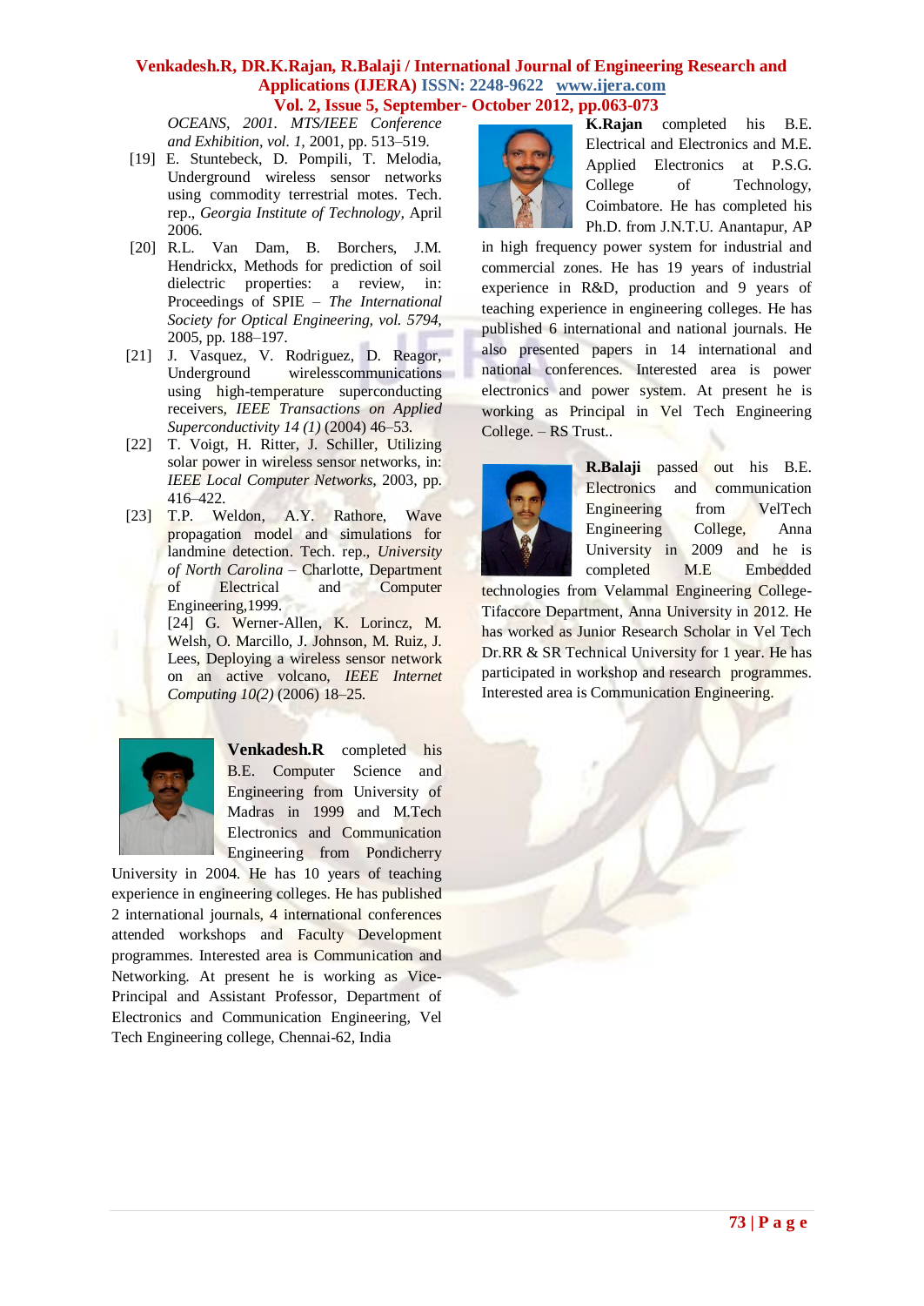*OCEANS, 2001. MTS/IEEE Conference and Exhibition, vol. 1*, 2001, pp. 513–519.

[19] E. Stuntebeck, D. Pompili, T. Melodia, Underground wireless sensor networks using commodity terrestrial motes. Tech. rep., *Georgia Institute of Technology*, April 2006.

[20] R.L. Van Dam, B. Borchers, J.M. Hendrickx, Methods for prediction of soil dielectric properties: a review, in: Proceedings of SPIE – *The International Society for Optical Engineering, vol. 5794*, 2005, pp. 188–197.

[21] J. Vasquez, V. Rodriguez, D. Reagor, Underground wirelesscommunications using high-temperature superconducting receivers, *IEEE Transactions on Applied Superconductivity 14 (1)* (2004) 46–53.

[22] T. Voigt, H. Ritter, J. Schiller, Utilizing solar power in wireless sensor networks, in: *IEEE Local Computer Networks*, 2003, pp. 416–422.

[23] T.P. Weldon, A.Y. Rathore, Wave propagation model and simulations for landmine detection. Tech. rep., *University of North Carolina* – Charlotte, Department of Electrical and Computer Engineering,1999.

[24] G. Werner-Allen, K. Lorincz, M. Welsh, O. Marcillo, J. Johnson, M. Ruiz, J. Lees, Deploying a wireless sensor network on an active volcano, *IEEE Internet Computing 10(2)* (2006) 18–25.

**Venkadesh.R** completed his B.E. Computer Science and Engineering from University of Madras in 1999 and M.Tech Electronics and Communication Engineering from Pondicherry University in 2004. He has 10 years of teaching experience in engineering colleges. He has published 2 international journals, 4 international conferences attended workshops and Faculty Development programmes. Interested area is Communication and Networking. At present he is working as Vice-Principal and Assistant Professor, Department of Electronics and Communication Engineering, Vel Tech Engineering college, Chennai-62, India

**K.Rajan** completed his B.E. Electrical and Electronics and M.E. Applied Electronics at P.S.G. College of Technology, Coimbatore. He has completed his Ph.D. from J.N.T.U. Anantapur, AP in high frequency power system for industrial and commercial zones. He has 19 years of industrial experience in R&D, production and 9 years of teaching experience in engineering colleges. He has published 6 international and national journals. He also presented papers in 14 international and national conferences. Interested area is power electronics and power system. At present he is working as Principal in Vel Tech Engineering College. – RS Trust..

**R.Balaji** passed out his B.E. Electronics and communication Engineering from VelTech Engineering College, Anna University in 2009 and he is completed M.E Embedded technologies from Velammal Engineering College-Tifaccore Department, Anna University in 2012. He has worked as Junior Research Scholar in Vel Tech Dr.RR & SR Technical University for 1 year. He has participated in workshop and research programmes. Interested area is Communication Engineering.